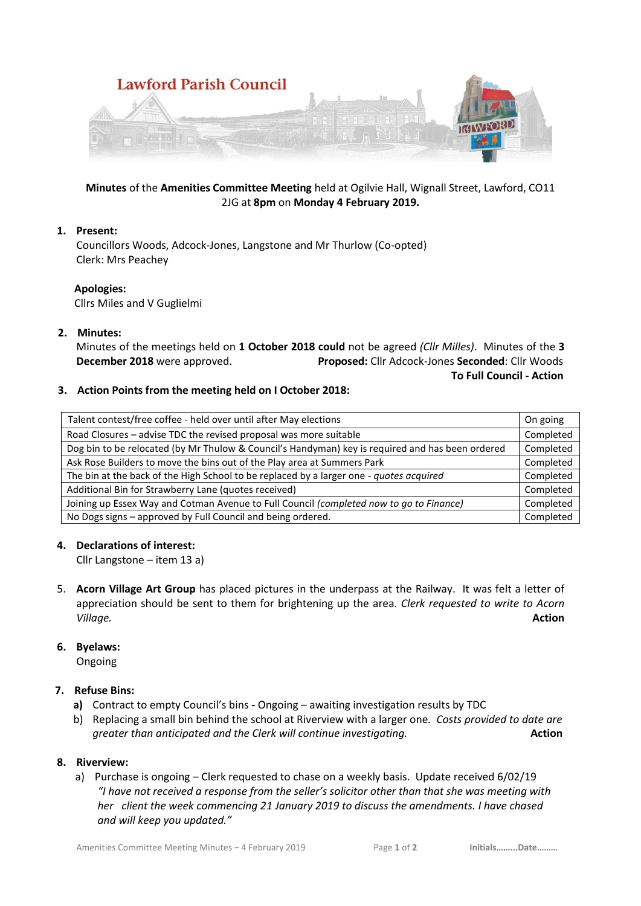Lawford Parish Council

**Minutes** of the **Amenities Committee Meeting** held at Ogilvie Hall, Wignall Street, Lawford, CO11 2JG at **8pm** on **Monday 4 February 2019.**

1. **Present:**
   Councillors Woods, Adcock-Jones, Langstone and Mr Thurlow (Co-opted)
   Clerk: Mrs Peachey

   **Apologies:**
   Cllrs Miles and V Guglielmi

2. **Minutes:**
   Minutes of the meetings held on **1 October 2018 could** not be agreed *(Cllr Milles)*. Minutes of the **3 December 2018** were approved. **Proposed:** Cllr Adcock-Jones **Seconded**: Cllr Woods
   **To Full Council - Action**

3. **Action Points from the meeting held on I October 2018:**

| | |
|---|---|
| Talent contest/free coffee - held over until after May elections | On going |
| Road Closures – advise TDC the revised proposal was more suitable | Completed |
| Dog bin to be relocated (by Mr Thulow & Council's Handyman) key is required and has been ordered | Completed |
| Ask Rose Builders to move the bins out of the Play area at Summers Park | Completed |
| The bin at the back of the High School to be replaced by a larger one - *quotes acquired* | Completed |
| Additional Bin for Strawberry Lane (quotes received) | Completed |
| Joining up Essex Way and Cotman Avenue to Full Council *(completed now to go to Finance)* | Completed |
| No Dogs signs – approved by Full Council and being ordered. | Completed |

4. **Declarations of interest:**
   Cllr Langstone – item 13 a)

5. **Acorn Village Art Group** has placed pictures in the underpass at the Railway. It was felt a letter of appreciation should be sent to them for brightening up the area. *Clerk requested to write to Acorn Village.* **Action**

6. **Byelaws:**
   Ongoing

7. **Refuse Bins:**
   **a)** Contract to empty Council's bins **-** Ongoing – awaiting investigation results by TDC
   b) Replacing a small bin behind the school at Riverview with a larger one*. Costs provided to date are greater than anticipated and the Clerk will continue investigating.* **Action**

8. **Riverview:**
   a) Purchase is ongoing – Clerk requested to chase on a weekly basis. Update received 6/02/19
   *"I have not received a response from the seller's solicitor other than that she was meeting with her client the week commencing 21 January 2019 to discuss the amendments. I have chased and will keep you updated."*

Initials.........Date.........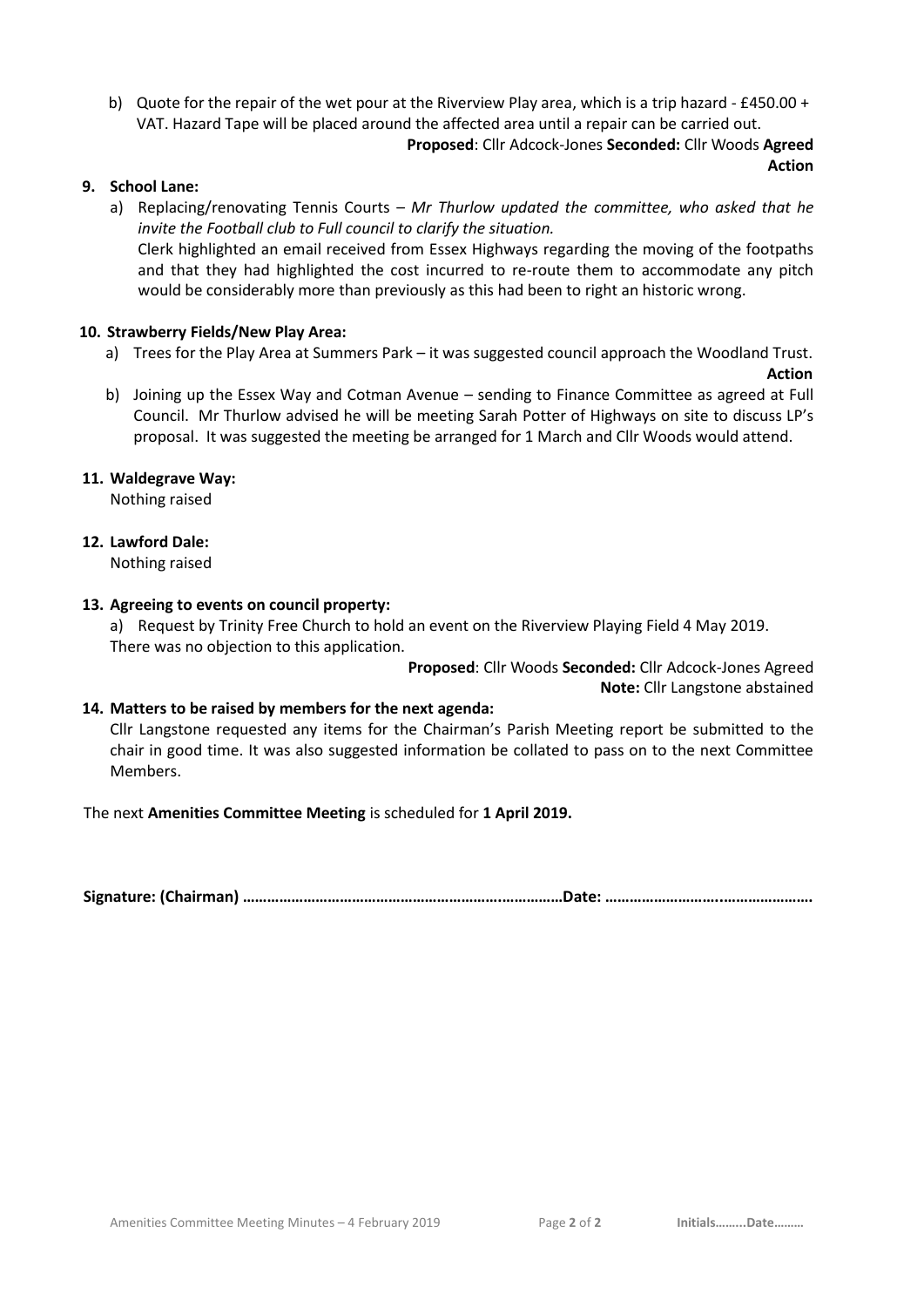b) Quote for the repair of the wet pour at the Riverview Play area, which is a trip hazard - £450.00 + VAT. Hazard Tape will be placed around the affected area until a repair can be carried out.

**Proposed**: Cllr Adcock-Jones **Seconded:** Cllr Woods **Agreed**

**Action**

**9. School Lane:**

a) Replacing/renovating Tennis Courts – *Mr Thurlow updated the committee, who asked that he invite the Football club to Full council to clarify the situation.*
Clerk highlighted an email received from Essex Highways regarding the moving of the footpaths and that they had highlighted the cost incurred to re-route them to accommodate any pitch would be considerably more than previously as this had been to right an historic wrong.

**10. Strawberry Fields/New Play Area:**

a) Trees for the Play Area at Summers Park – it was suggested council approach the Woodland Trust.

**Action**

b) Joining up the Essex Way and Cotman Avenue – sending to Finance Committee as agreed at Full Council. Mr Thurlow advised he will be meeting Sarah Potter of Highways on site to discuss LP's proposal. It was suggested the meeting be arranged for 1 March and Cllr Woods would attend.

**11. Waldegrave Way:**

Nothing raised

**12. Lawford Dale:**

Nothing raised

**13. Agreeing to events on council property:**

a) Request by Trinity Free Church to hold an event on the Riverview Playing Field 4 May 2019. There was no objection to this application.

**Proposed**: Cllr Woods **Seconded:** Cllr Adcock-Jones Agreed

**Note:** Cllr Langstone abstained

**14. Matters to be raised by members for the next agenda:**

Cllr Langstone requested any items for the Chairman's Parish Meeting report be submitted to the chair in good time. It was also suggested information be collated to pass on to the next Committee Members.

The next **Amenities Committee Meeting** is scheduled for **1 April 2019.**

**Signature: (Chairman) ……………………………………………………………………Date: ……………………………………………**